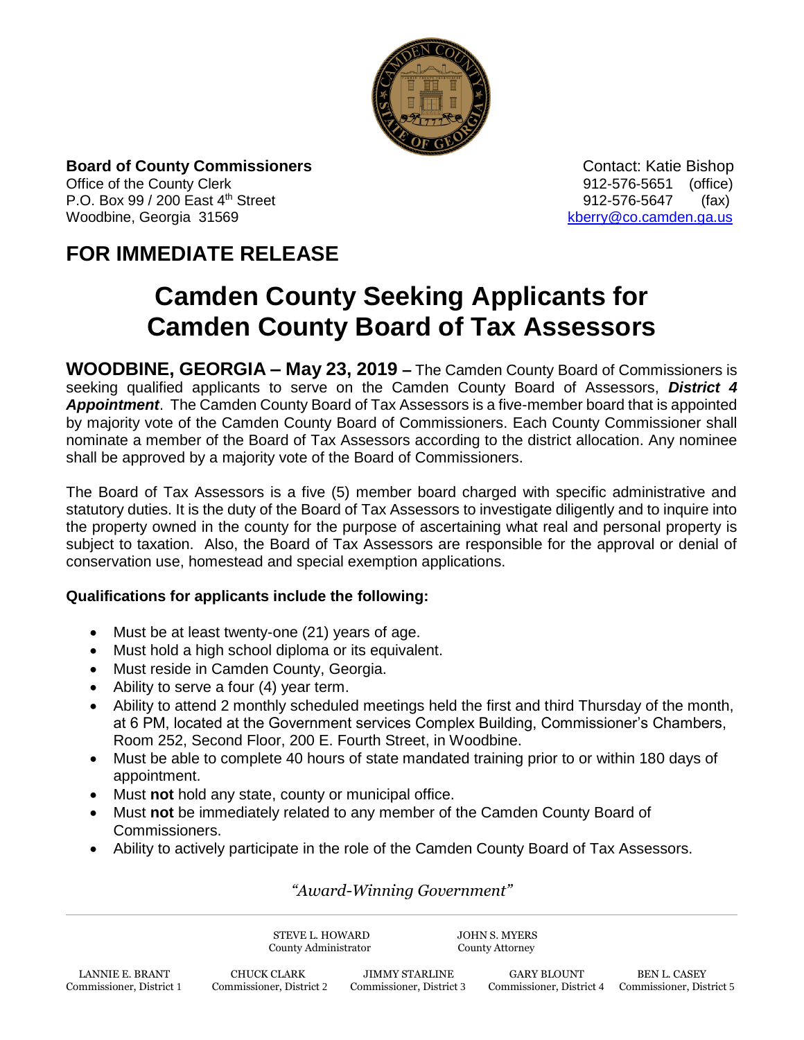**Board of County Commissioners**
Office of the County Clerk
P.O. Box 99 / 200 East 4th Street
Woodbine, Georgia 31569

Contact: Katie Bishop
912-576-5651 (office)
912-576-5647 (fax)
kberry@co.camden.ga.us

## FOR IMMEDIATE RELEASE

# Camden County Seeking Applicants for Camden County Board of Tax Assessors

**WOODBINE, GEORGIA – May 23, 2019 –** The Camden County Board of Commissioners is seeking qualified applicants to serve on the Camden County Board of Assessors, ***District 4 Appointment***. The Camden County Board of Tax Assessors is a five-member board that is appointed by majority vote of the Camden County Board of Commissioners. Each County Commissioner shall nominate a member of the Board of Tax Assessors according to the district allocation. Any nominee shall be approved by a majority vote of the Board of Commissioners.

The Board of Tax Assessors is a five (5) member board charged with specific administrative and statutory duties. It is the duty of the Board of Tax Assessors to investigate diligently and to inquire into the property owned in the county for the purpose of ascertaining what real and personal property is subject to taxation. Also, the Board of Tax Assessors are responsible for the approval or denial of conservation use, homestead and special exemption applications.

**Qualifications for applicants include the following:**

- Must be at least twenty-one (21) years of age.
- Must hold a high school diploma or its equivalent.
- Must reside in Camden County, Georgia.
- Ability to serve a four (4) year term.
- Ability to attend 2 monthly scheduled meetings held the first and third Thursday of the month, at 6 PM, located at the Government services Complex Building, Commissioner's Chambers, Room 252, Second Floor, 200 E. Fourth Street, in Woodbine.
- Must be able to complete 40 hours of state mandated training prior to or within 180 days of appointment.
- Must **not** hold any state, county or municipal office.
- Must **not** be immediately related to any member of the Camden County Board of Commissioners.
- Ability to actively participate in the role of the Camden County Board of Tax Assessors.

*"Award-Winning Government"*

STEVE L. HOWARD, County Administrator
JOHN S. MYERS, County Attorney

LANNIE E. BRANT, Commissioner, District 1
CHUCK CLARK, Commissioner, District 2
JIMMY STARLINE, Commissioner, District 3
GARY BLOUNT, Commissioner, District 4
BEN L. CASEY, Commissioner, District 5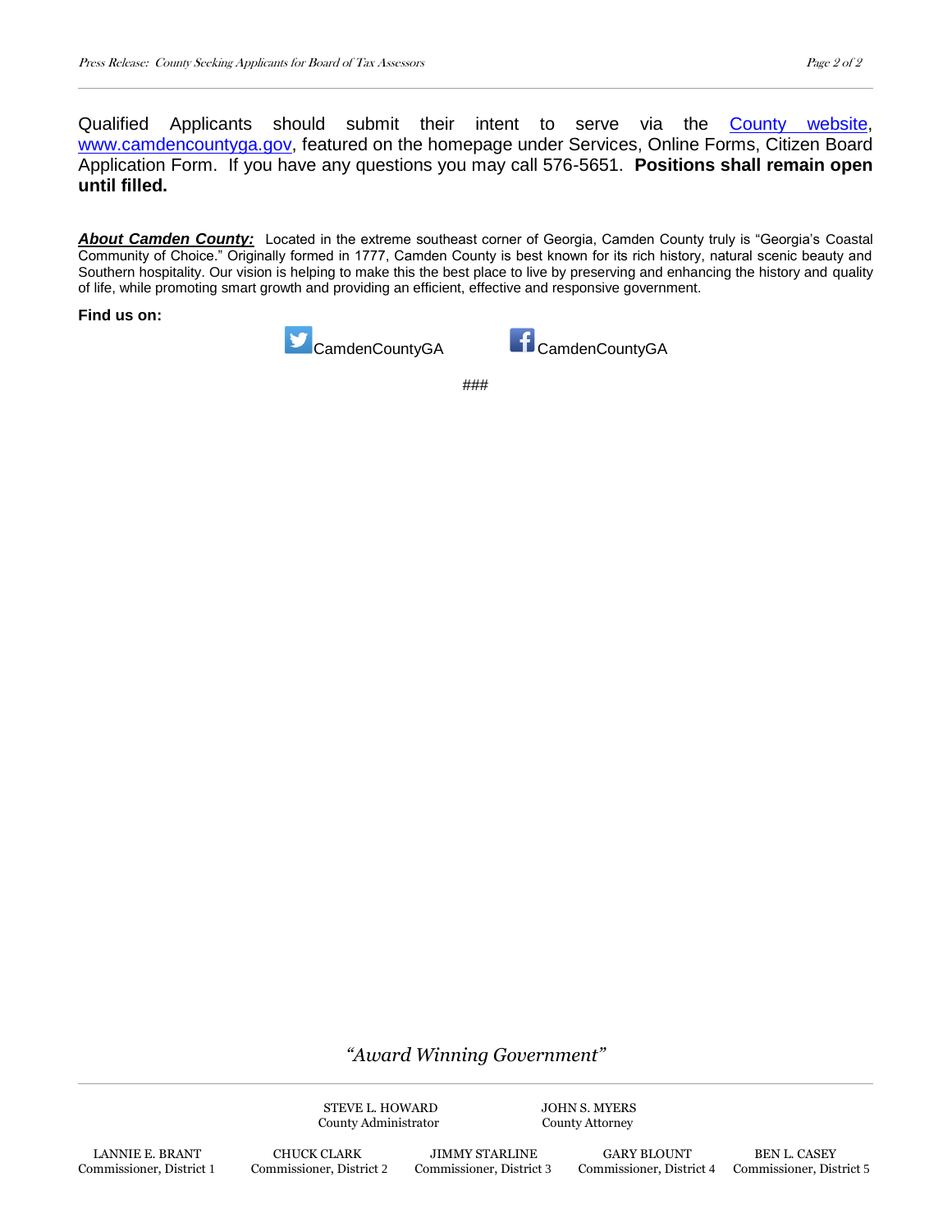Qualified Applicants should submit their intent to serve via the County website, www.camdencountyga.gov, featured on the homepage under Services, Online Forms, Citizen Board Application Form. If you have any questions you may call 576-5651. **Positions shall remain open until filled.**

***About Camden County:*** Located in the extreme southeast corner of Georgia, Camden County truly is "Georgia's Coastal Community of Choice." Originally formed in 1777, Camden County is best known for its rich history, natural scenic beauty and Southern hospitality. Our vision is helping to make this the best place to live by preserving and enhancing the history and quality of life, while promoting smart growth and providing an efficient, effective and responsive government.

**Find us on:**

CamdenCountyGA CamdenCountyGA

###

*"Award Winning Government"*

STEVE L. HOWARD
County Administrator

JOHN S. MYERS
County Attorney

LANNIE E. BRANT
Commissioner, District 1

CHUCK CLARK
Commissioner, District 2

JIMMY STARLINE
Commissioner, District 3

GARY BLOUNT
Commissioner, District 4

BEN L. CASEY
Commissioner, District 5